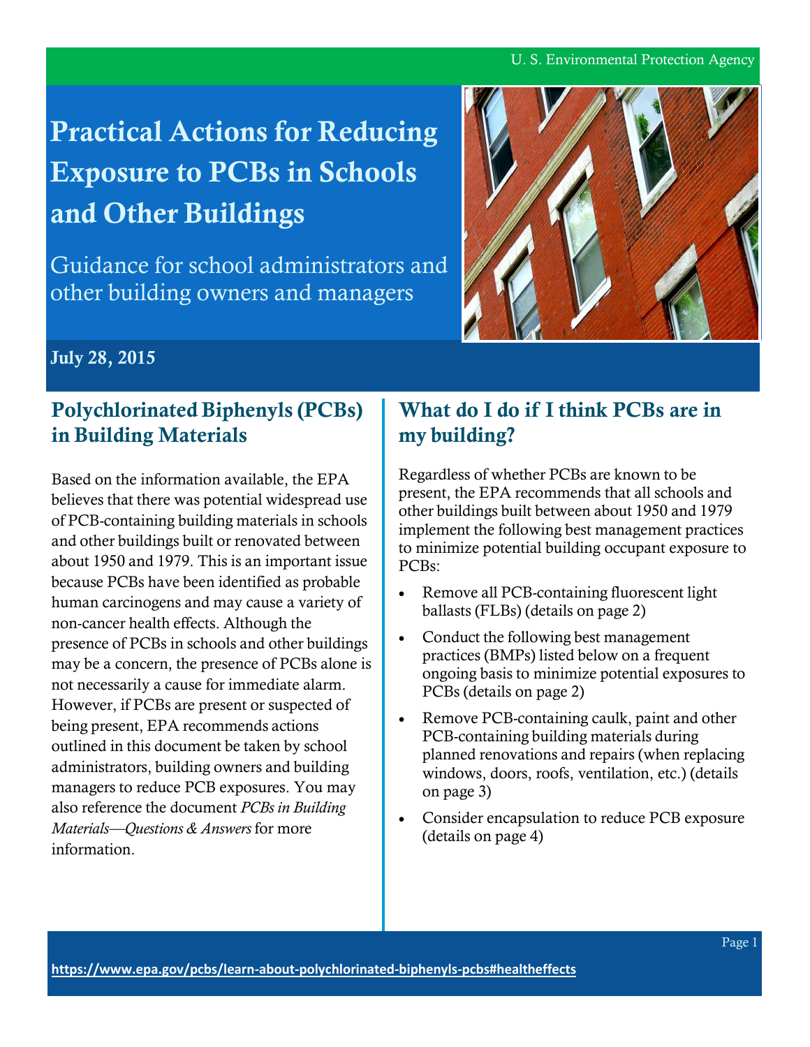U. S. Environmental Protection Agency

# Practical Actions for Reducing Exposure to PCBs in Schools and Other Buildings

Guidance for school administrators and other building owners and managers

**July 28, 2015**

## Polychlorinated Biphenyls (PCBs) in Building Materials

Based on the information available, the EPA believes that there was potential widespread use of PCB-containing building materials in schools and other buildings built or renovated between about 1950 and 1979. This is an important issue because PCBs have been identified as probable human carcinogens and may cause a variety of non-cancer health effects. Although the presence of PCBs in schools and other buildings may be a concern, the presence of PCBs alone is not necessarily a cause for immediate alarm. However, if PCBs are present or suspected of being present, EPA recommends actions outlined in this document be taken by school administrators, building owners and building managers to reduce PCB exposures. You may also reference the document *PCBs in Building Materials—Questions & Answers* for more information.

## What do I do if I think PCBs are in my building?

Regardless of whether PCBs are known to be present, the EPA recommends that all schools and other buildings built between about 1950 and 1979 implement the following best management practices to minimize potential building occupant exposure to PCBs:

- Remove all PCB-containing fluorescent light ballasts (FLBs) (details on page 2)
- Conduct the following best management practices (BMPs) listed below on a frequent ongoing basis to minimize potential exposures to PCBs (details on page 2)
- Remove PCB-containing caulk, paint and other PCB-containing building materials during planned renovations and repairs (when replacing windows, doors, roofs, ventilation, etc.) (details on page 3)
- Consider encapsulation to reduce PCB exposure (details on page 4)

**https://www.epa.gov/pcbs/learn-about-polychlorinated-biphenyls-pcbs#healtheffects**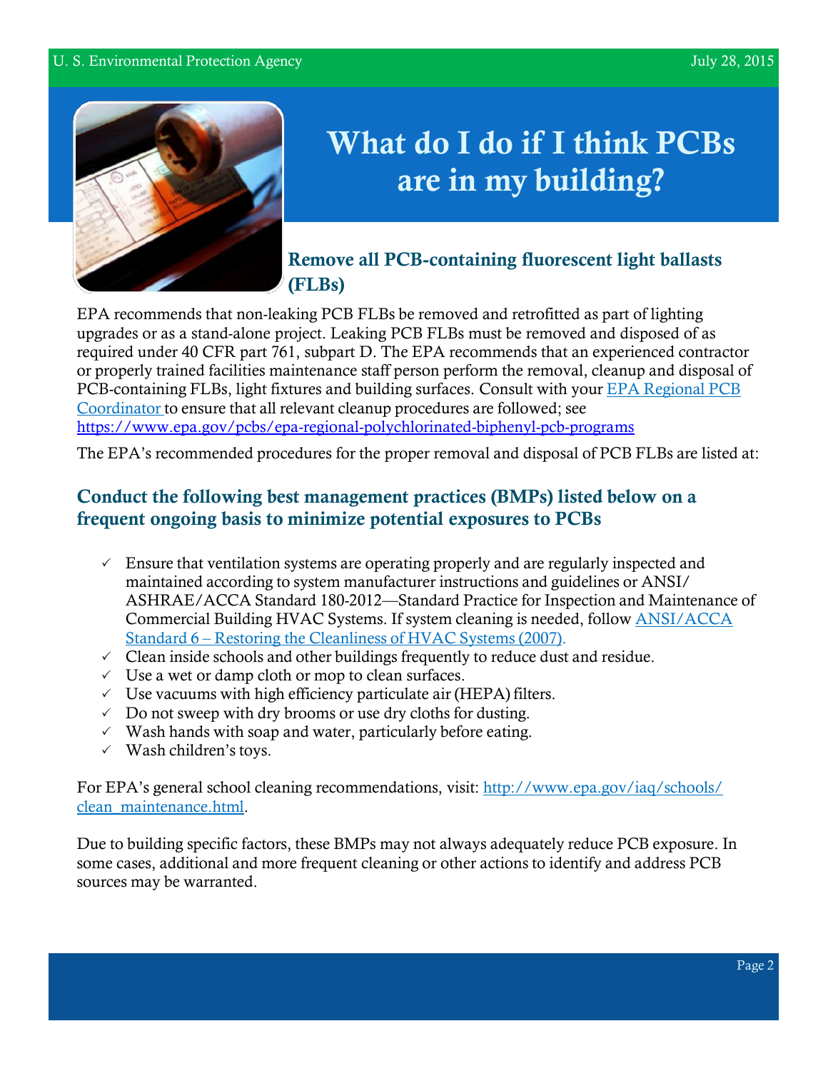# What do I do if I think PCBs are in my building?

## Remove all PCB-containing fluorescent light ballasts (FLBs)

EPA recommends that non-leaking PCB FLBs be removed and retrofitted as part of lighting upgrades or as a stand-alone project. Leaking PCB FLBs must be removed and disposed of as required under 40 CFR part 761, subpart D. The EPA recommends that an experienced contractor or properly trained facilities maintenance staff person perform the removal, cleanup and disposal of PCB-containing FLBs, light fixtures and building surfaces. Consult with your EPA Regional PCB Coordinator to ensure that all relevant cleanup procedures are followed; see https://www.epa.gov/pcbs/epa-regional-polychlorinated-biphenyl-pcb-programs

The EPA's recommended procedures for the proper removal and disposal of PCB FLBs are listed at:

## Conduct the following best management practices (BMPs) listed below on a frequent ongoing basis to minimize potential exposures to PCBs

- ✓ Ensure that ventilation systems are operating properly and are regularly inspected and maintained according to system manufacturer instructions and guidelines or ANSI/ ASHRAE/ACCA Standard 180-2012—Standard Practice for Inspection and Maintenance of Commercial Building HVAC Systems. If system cleaning is needed, follow ANSI/ACCA Standard 6 – Restoring the Cleanliness of HVAC Systems (2007).
- ✓ Clean inside schools and other buildings frequently to reduce dust and residue.
- ✓ Use a wet or damp cloth or mop to clean surfaces.
- ✓ Use vacuums with high efficiency particulate air (HEPA) filters.
- ✓ Do not sweep with dry brooms or use dry cloths for dusting.
- ✓ Wash hands with soap and water, particularly before eating.
- ✓ Wash children's toys.

For EPA's general school cleaning recommendations, visit: http://www.epa.gov/iaq/schools/clean_maintenance.html.

Due to building specific factors, these BMPs may not always adequately reduce PCB exposure. In some cases, additional and more frequent cleaning or other actions to identify and address PCB sources may be warranted.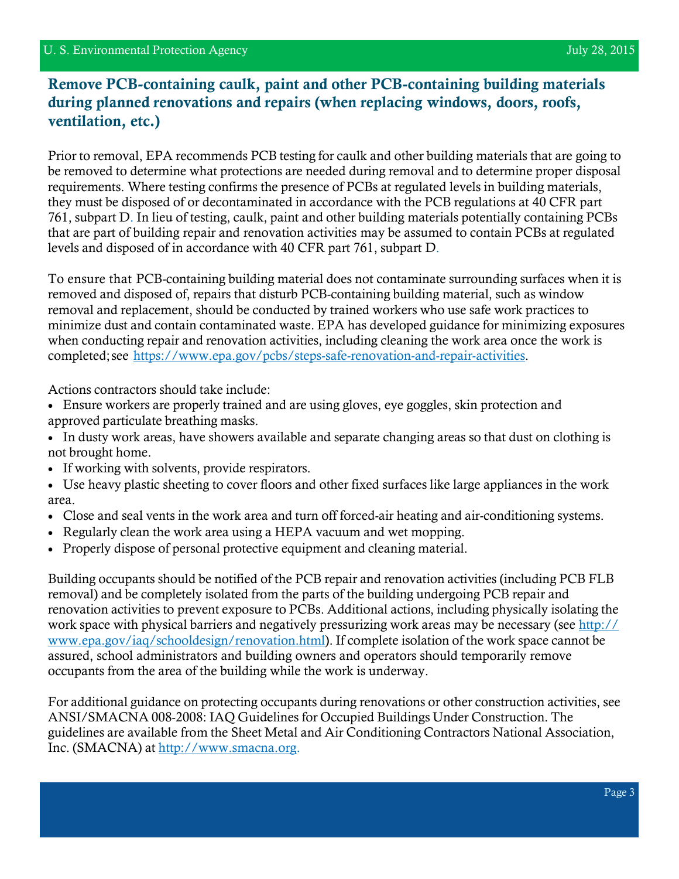## Remove PCB-containing caulk, paint and other PCB-containing building materials during planned renovations and repairs (when replacing windows, doors, roofs, ventilation, etc.)

Prior to removal, EPA recommends PCB testing for caulk and other building materials that are going to be removed to determine what protections are needed during removal and to determine proper disposal requirements. Where testing confirms the presence of PCBs at regulated levels in building materials, they must be disposed of or decontaminated in accordance with the PCB regulations at 40 CFR part 761, subpart D. In lieu of testing, caulk, paint and other building materials potentially containing PCBs that are part of building repair and renovation activities may be assumed to contain PCBs at regulated levels and disposed of in accordance with 40 CFR part 761, subpart D.

To ensure that PCB-containing building material does not contaminate surrounding surfaces when it is removed and disposed of, repairs that disturb PCB-containing building material, such as window removal and replacement, should be conducted by trained workers who use safe work practices to minimize dust and contain contaminated waste. EPA has developed guidance for minimizing exposures when conducting repair and renovation activities, including cleaning the work area once the work is completed; see [https://www.epa.gov/pcbs/steps-safe-renovation-and-repair-activities](https://www.epa.gov/pcbs/steps-safe-renovation-and-repair-activities).

Actions contractors should take include:

- Ensure workers are properly trained and are using gloves, eye goggles, skin protection and approved particulate breathing masks.
- In dusty work areas, have showers available and separate changing areas so that dust on clothing is not brought home.
- If working with solvents, provide respirators.
- Use heavy plastic sheeting to cover floors and other fixed surfaces like large appliances in the work area.
- Close and seal vents in the work area and turn off forced-air heating and air-conditioning systems.
- Regularly clean the work area using a HEPA vacuum and wet mopping.
- Properly dispose of personal protective equipment and cleaning material.

Building occupants should be notified of the PCB repair and renovation activities (including PCB FLB removal) and be completely isolated from the parts of the building undergoing PCB repair and renovation activities to prevent exposure to PCBs. Additional actions, including physically isolating the work space with physical barriers and negatively pressurizing work areas may be necessary (see [http://www.epa.gov/iaq/schooldesign/renovation.html](http://www.epa.gov/iaq/schooldesign/renovation.html)). If complete isolation of the work space cannot be assured, school administrators and building owners and operators should temporarily remove occupants from the area of the building while the work is underway.

For additional guidance on protecting occupants during renovations or other construction activities, see ANSI/SMACNA 008-2008: IAQ Guidelines for Occupied Buildings Under Construction. The guidelines are available from the Sheet Metal and Air Conditioning Contractors National Association, Inc. (SMACNA) at [http://www.smacna.org](http://www.smacna.org).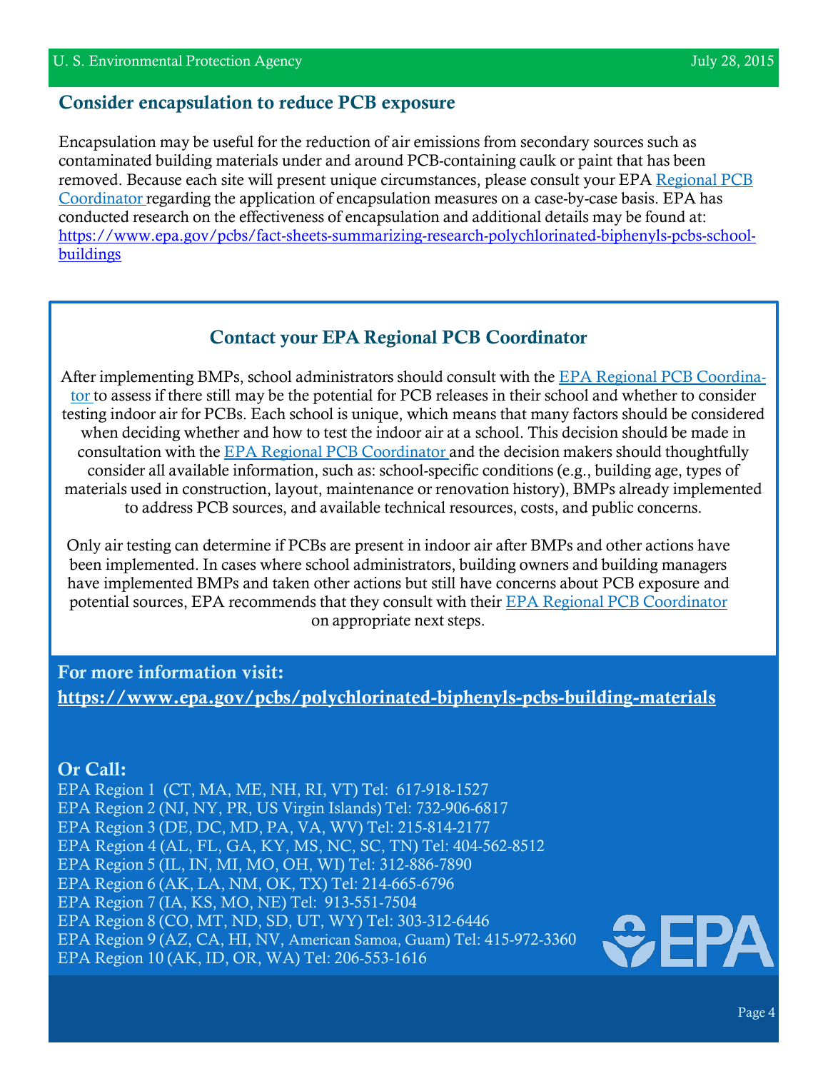## Consider encapsulation to reduce PCB exposure

Encapsulation may be useful for the reduction of air emissions from secondary sources such as contaminated building materials under and around PCB-containing caulk or paint that has been removed. Because each site will present unique circumstances, please consult your EPA [Regional PCB Coordinator](#) regarding the application of encapsulation measures on a case-by-case basis. EPA has conducted research on the effectiveness of encapsulation and additional details may be found at: https://www.epa.gov/pcbs/fact-sheets-summarizing-research-polychlorinated-biphenyls-pcbs-school-buildings

## Contact your EPA Regional PCB Coordinator

After implementing BMPs, school administrators should consult with the [EPA Regional PCB Coordinator](#) to assess if there still may be the potential for PCB releases in their school and whether to consider testing indoor air for PCBs. Each school is unique, which means that many factors should be considered when deciding whether and how to test the indoor air at a school. This decision should be made in consultation with the [EPA Regional PCB Coordinator](#) and the decision makers should thoughtfully consider all available information, such as: school-specific conditions (e.g., building age, types of materials used in construction, layout, maintenance or renovation history), BMPs already implemented to address PCB sources, and available technical resources, costs, and public concerns.

Only air testing can determine if PCBs are present in indoor air after BMPs and other actions have been implemented. In cases where school administrators, building owners and building managers have implemented BMPs and taken other actions but still have concerns about PCB exposure and potential sources, EPA recommends that they consult with their [EPA Regional PCB Coordinator](#) on appropriate next steps.

**For more information visit:**
**https://www.epa.gov/pcbs/polychlorinated-biphenyls-pcbs-building-materials**

**Or Call:**

EPA Region 1 (CT, MA, ME, NH, RI, VT) Tel: 617-918-1527
EPA Region 2 (NJ, NY, PR, US Virgin Islands) Tel: 732-906-6817
EPA Region 3 (DE, DC, MD, PA, VA, WV) Tel: 215-814-2177
EPA Region 4 (AL, FL, GA, KY, MS, NC, SC, TN) Tel: 404-562-8512
EPA Region 5 (IL, IN, MI, MO, OH, WI) Tel: 312-886-7890
EPA Region 6 (AK, LA, NM, OK, TX) Tel: 214-665-6796
EPA Region 7 (IA, KS, MO, NE) Tel: 913-551-7504
EPA Region 8 (CO, MT, ND, SD, UT, WY) Tel: 303-312-6446
EPA Region 9 (AZ, CA, HI, NV, American Samoa, Guam) Tel: 415-972-3360
EPA Region 10 (AK, ID, OR, WA) Tel: 206-553-1616